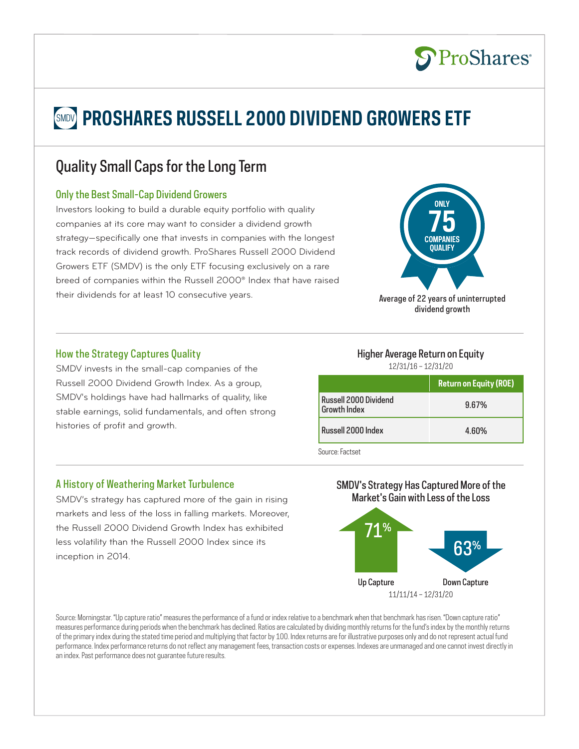# PROSHARES RUSSELL 2000 DIVIDEND GROWERS ETF

## Quality Small Caps for the Long Term

### Only the Best Small-Cap Dividend Growers

Investors looking to build a durable equity portfolio with quality companies at its core may want to consider a dividend growth strategy—specifically one that invests in companies with the longest track records of dividend growth. ProShares Russell 2000 Dividend Growers ETF (SMDV) is the only ETF focusing exclusively on a rare breed of companies within the Russell 2000® Index that have raised their dividends for at least 10 consecutive years.

ONLY 75 COMPANIES QUALIFY

Average of 22 years of uninterrupted dividend growth

### How the Strategy Captures Quality

SMDV invests in the small-cap companies of the Russell 2000 Dividend Growth Index. As a group, SMDV's holdings have had hallmarks of quality, like stable earnings, solid fundamentals, and often strong histories of profit and growth.

**Higher Average Return on Equity**

12/31/16 – 12/31/20

| | Return on Equity (ROE) |
|---|---|
| Russell 2000 Dividend Growth Index | 9.67% |
| Russell 2000 Index | 4.60% |

Source: Factset

### A History of Weathering Market Turbulence

SMDV's strategy has captured more of the gain in rising markets and less of the loss in falling markets. Moreover, the Russell 2000 Dividend Growth Index has exhibited less volatility than the Russell 2000 Index since its inception in 2014.

**SMDV's Strategy Has Captured More of the Market's Gain with Less of the Loss**

| Up Capture | Down Capture |
|---|---|
| 71% | 63% |

11/11/14 – 12/31/20

Source: Morningstar. "Up capture ratio" measures the performance of a fund or index relative to a benchmark when that benchmark has risen. "Down capture ratio" measures performance during periods when the benchmark has declined. Ratios are calculated by dividing monthly returns for the fund's index by the monthly returns of the primary index during the stated time period and multiplying that factor by 100. Index returns are for illustrative purposes only and do not represent actual fund performance. Index performance returns do not reflect any management fees, transaction costs or expenses. Indexes are unmanaged and one cannot invest directly in an index. Past performance does not guarantee future results.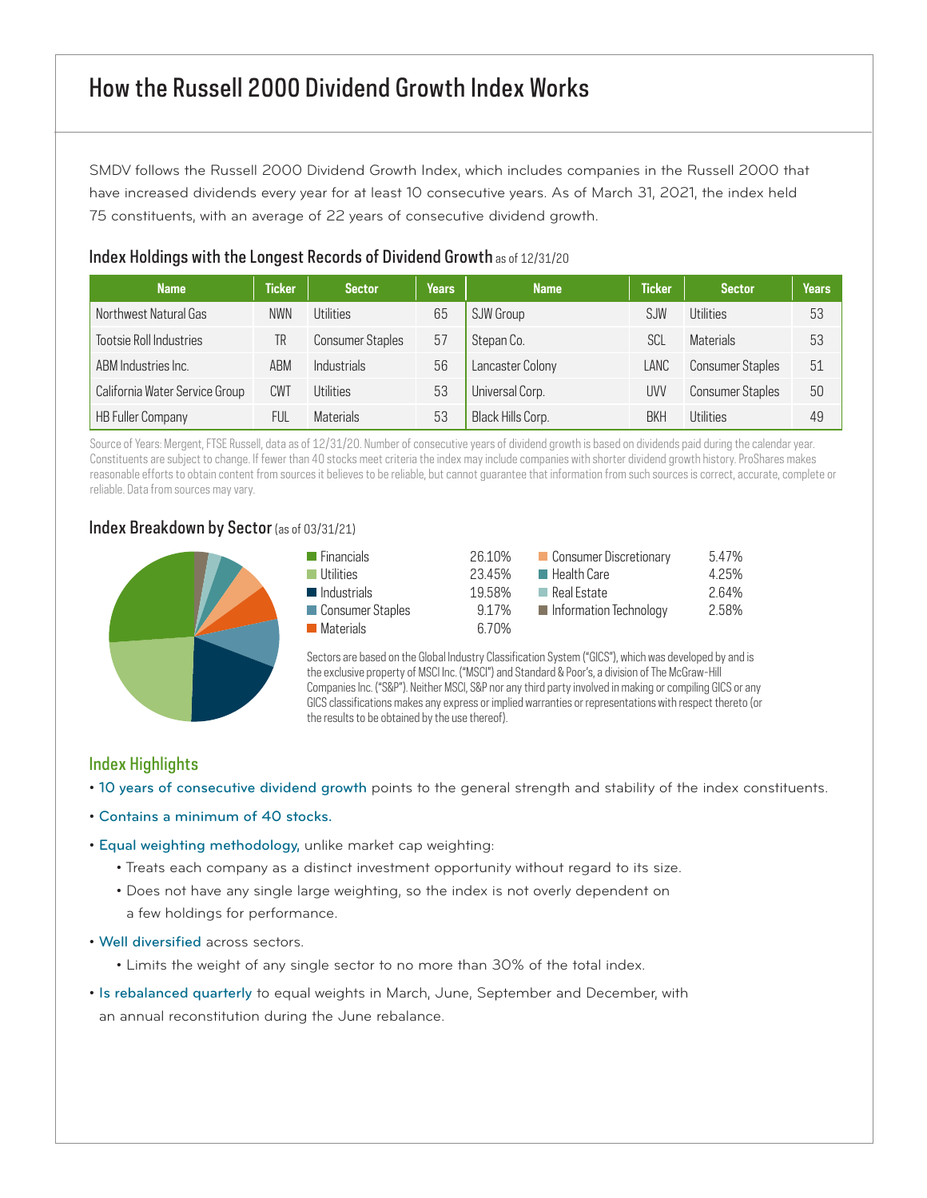# How the Russell 2000 Dividend Growth Index Works

SMDV follows the Russell 2000 Dividend Growth Index, which includes companies in the Russell 2000 that have increased dividends every year for at least 10 consecutive years. As of March 31, 2021, the index held 75 constituents, with an average of 22 years of consecutive dividend growth.

## Index Holdings with the Longest Records of Dividend Growth as of 12/31/20

| Name | Ticker | Sector | Years | Name | Ticker | Sector | Years |
|---|---|---|---|---|---|---|---|
| Northwest Natural Gas | NWN | Utilities | 65 | SJW Group | SJW | Utilities | 53 |
| Tootsie Roll Industries | TR | Consumer Staples | 57 | Stepan Co. | SCL | Materials | 53 |
| ABM Industries Inc. | ABM | Industrials | 56 | Lancaster Colony | LANC | Consumer Staples | 51 |
| California Water Service Group | CWT | Utilities | 53 | Universal Corp. | UVV | Consumer Staples | 50 |
| HB Fuller Company | FUL | Materials | 53 | Black Hills Corp. | BKH | Utilities | 49 |

Source of Years: Mergent, FTSE Russell, data as of 12/31/20. Number of consecutive years of dividend growth is based on dividends paid during the calendar year. Constituents are subject to change. If fewer than 40 stocks meet criteria the index may include companies with shorter dividend growth history. ProShares makes reasonable efforts to obtain content from sources it believes to be reliable, but cannot guarantee that information from such sources is correct, accurate, complete or reliable. Data from sources may vary.

## Index Breakdown by Sector (as of 03/31/21)

| Sector | Weight |
|---|---|
| Financials | 26.10% |
| Utilities | 23.45% |
| Industrials | 19.58% |
| Consumer Staples | 9.17% |
| Materials | 6.70% |
| Consumer Discretionary | 5.47% |
| Health Care | 4.25% |
| Real Estate | 2.64% |
| Information Technology | 2.58% |

Sectors are based on the Global Industry Classification System ("GICS"), which was developed by and is the exclusive property of MSCI Inc. ("MSCI") and Standard & Poor's, a division of The McGraw-Hill Companies Inc. ("S&P"). Neither MSCI, S&P nor any third party involved in making or compiling GICS or any GICS classifications makes any express or implied warranties or representations with respect thereto (or the results to be obtained by the use thereof).

## Index Highlights

- 10 years of consecutive dividend growth points to the general strength and stability of the index constituents.
- Contains a minimum of 40 stocks.
- Equal weighting methodology, unlike market cap weighting:
  - Treats each company as a distinct investment opportunity without regard to its size.
  - Does not have any single large weighting, so the index is not overly dependent on a few holdings for performance.
- Well diversified across sectors.
  - Limits the weight of any single sector to no more than 30% of the total index.
- Is rebalanced quarterly to equal weights in March, June, September and December, with an annual reconstitution during the June rebalance.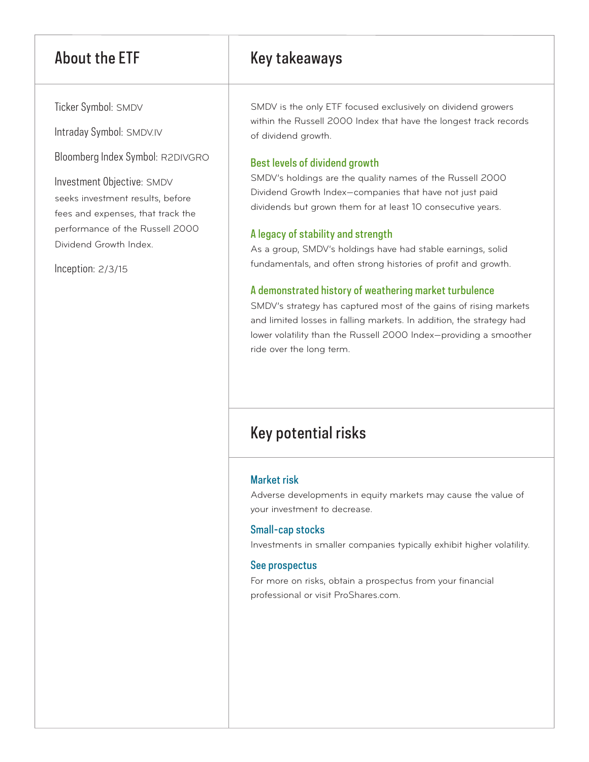## About the ETF

Ticker Symbol: SMDV

Intraday Symbol: SMDV.IV

Bloomberg Index Symbol: R2DIVGRO

Investment Objective: SMDV seeks investment results, before fees and expenses, that track the performance of the Russell 2000 Dividend Growth Index.

Inception: 2/3/15

## Key takeaways

SMDV is the only ETF focused exclusively on dividend growers within the Russell 2000 Index that have the longest track records of dividend growth.

### Best levels of dividend growth

SMDV's holdings are the quality names of the Russell 2000 Dividend Growth Index—companies that have not just paid dividends but grown them for at least 10 consecutive years.

### A legacy of stability and strength

As a group, SMDV's holdings have had stable earnings, solid fundamentals, and often strong histories of profit and growth.

### A demonstrated history of weathering market turbulence

SMDV's strategy has captured most of the gains of rising markets and limited losses in falling markets. In addition, the strategy had lower volatility than the Russell 2000 Index—providing a smoother ride over the long term.

## Key potential risks

### Market risk

Adverse developments in equity markets may cause the value of your investment to decrease.

### Small-cap stocks

Investments in smaller companies typically exhibit higher volatility.

### See prospectus

For more on risks, obtain a prospectus from your financial professional or visit ProShares.com.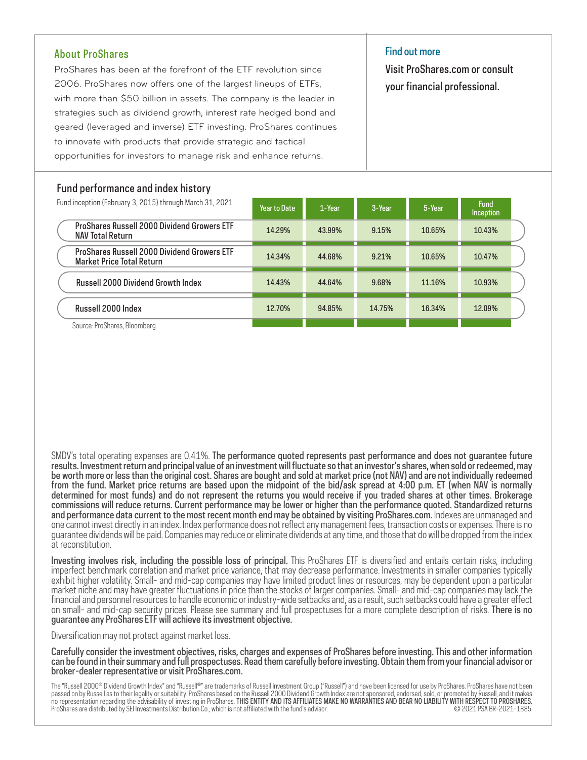## About ProShares

ProShares has been at the forefront of the ETF revolution since 2006. ProShares now offers one of the largest lineups of ETFs, with more than $50 billion in assets. The company is the leader in strategies such as dividend growth, interest rate hedged bond and geared (leveraged and inverse) ETF investing. ProShares continues to innovate with products that provide strategic and tactical opportunities for investors to manage risk and enhance returns.

## Find out more

Visit ProShares.com or consult your financial professional.

## Fund performance and index history

Fund inception (February 3, 2015) through March 31, 2021

| | Year to Date | 1-Year | 3-Year | 5-Year | Fund Inception |
|---|---|---|---|---|---|
| ProShares Russell 2000 Dividend Growers ETF NAV Total Return | 14.29% | 43.99% | 9.15% | 10.65% | 10.43% |
| ProShares Russell 2000 Dividend Growers ETF Market Price Total Return | 14.34% | 44.68% | 9.21% | 10.65% | 10.47% |
| Russell 2000 Dividend Growth Index | 14.43% | 44.64% | 9.68% | 11.16% | 10.93% |
| Russell 2000 Index | 12.70% | 94.85% | 14.75% | 16.34% | 12.09% |

Source: ProShares, Bloomberg

SMDV's total operating expenses are 0.41%. **The performance quoted represents past performance and does not guarantee future results. Investment return and principal value of an investment will fluctuate so that an investor's shares, when sold or redeemed, may be worth more or less than the original cost. Shares are bought and sold at market price (not NAV) and are not individually redeemed from the fund. Market price returns are based upon the midpoint of the bid/ask spread at 4:00 p.m. ET (when NAV is normally determined for most funds) and do not represent the returns you would receive if you traded shares at other times. Brokerage commissions will reduce returns. Current performance may be lower or higher than the performance quoted. Standardized returns and performance data current to the most recent month end may be obtained by visiting ProShares.com.** Indexes are unmanaged and one cannot invest directly in an index. Index performance does not reflect any management fees, transaction costs or expenses. There is no guarantee dividends will be paid. Companies may reduce or eliminate dividends at any time, and those that do will be dropped from the index at reconstitution.

**Investing involves risk, including the possible loss of principal.** This ProShares ETF is diversified and entails certain risks, including imperfect benchmark correlation and market price variance, that may decrease performance. Investments in smaller companies typically exhibit higher volatility. Small- and mid-cap companies may have limited product lines or resources, may be dependent upon a particular market niche and may have greater fluctuations in price than the stocks of larger companies. Small- and mid-cap companies may lack the financial and personnel resources to handle economic or industry-wide setbacks and, as a result, such setbacks could have a greater effect on small- and mid-cap security prices. Please see summary and full prospectuses for a more complete description of risks. **There is no guarantee any ProShares ETF will achieve its investment objective.**

Diversification may not protect against market loss.

**Carefully consider the investment objectives, risks, charges and expenses of ProShares before investing. This and other information can be found in their summary and full prospectuses. Read them carefully before investing. Obtain them from your financial advisor or broker-dealer representative or visit ProShares.com.**

The "Russell 2000® Dividend Growth Index" and "Russell®" are trademarks of Russell Investment Group ("Russell") and have been licensed for use by ProShares. ProShares have not been passed on by Russell as to their legality or suitability. ProShares based on the Russell 2000 Dividend Growth Index are not sponsored, endorsed, sold, or promoted by Russell, and it makes no representation regarding the advisability of investing in ProShares. **THIS ENTITY AND ITS AFFILIATES MAKE NO WARRANTIES AND BEAR NO LIABILITY WITH RESPECT TO PROSHARES.** ProShares are distributed by SEI Investments Distribution Co., which is not affiliated with the fund's advisor. © 2021 PSA BR-2021-1885